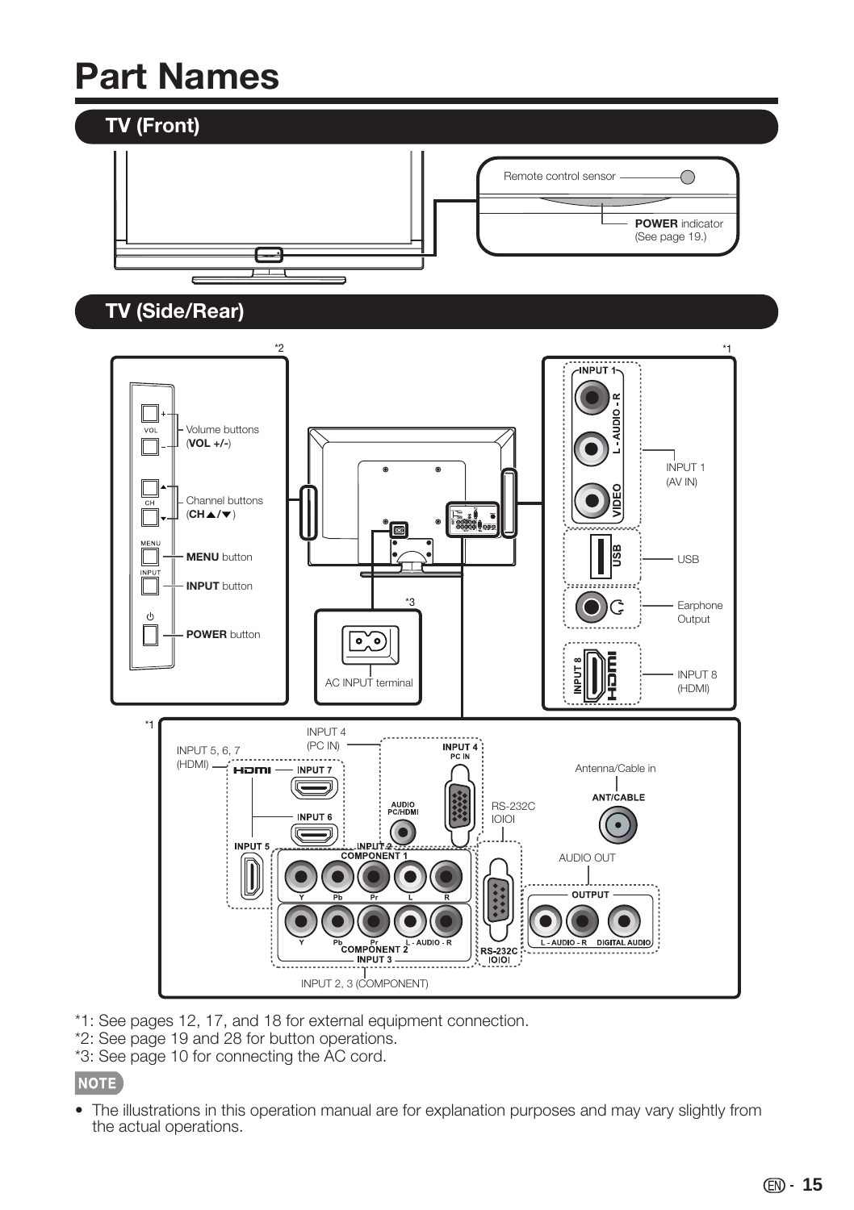# Part Names

## TV (Front)

Remote control sensor

**POWER** indicator (See page 19.)

## TV (Side/Rear)

*2

Volume buttons (**VOL +/-**)

Channel buttons (**CH▲/▼**)

**MENU** button

**INPUT** button

**POWER** button

*3

AC INPUT terminal

*1

INPUT 1 (AV IN)

USB

Earphone Output

INPUT 8 (HDMI)

*1

INPUT 4 (PC IN)

INPUT 5, 6, 7 (HDMI)

Antenna/Cable in

RS-232C IOIOI

AUDIO OUT

INPUT 2, 3 (COMPONENT)

*1: See pages 12, 17, and 18 for external equipment connection.
*2: See page 19 and 28 for button operations.
*3: See page 10 for connecting the AC cord.

**NOTE**

- The illustrations in this operation manual are for explanation purposes and may vary slightly from the actual operations.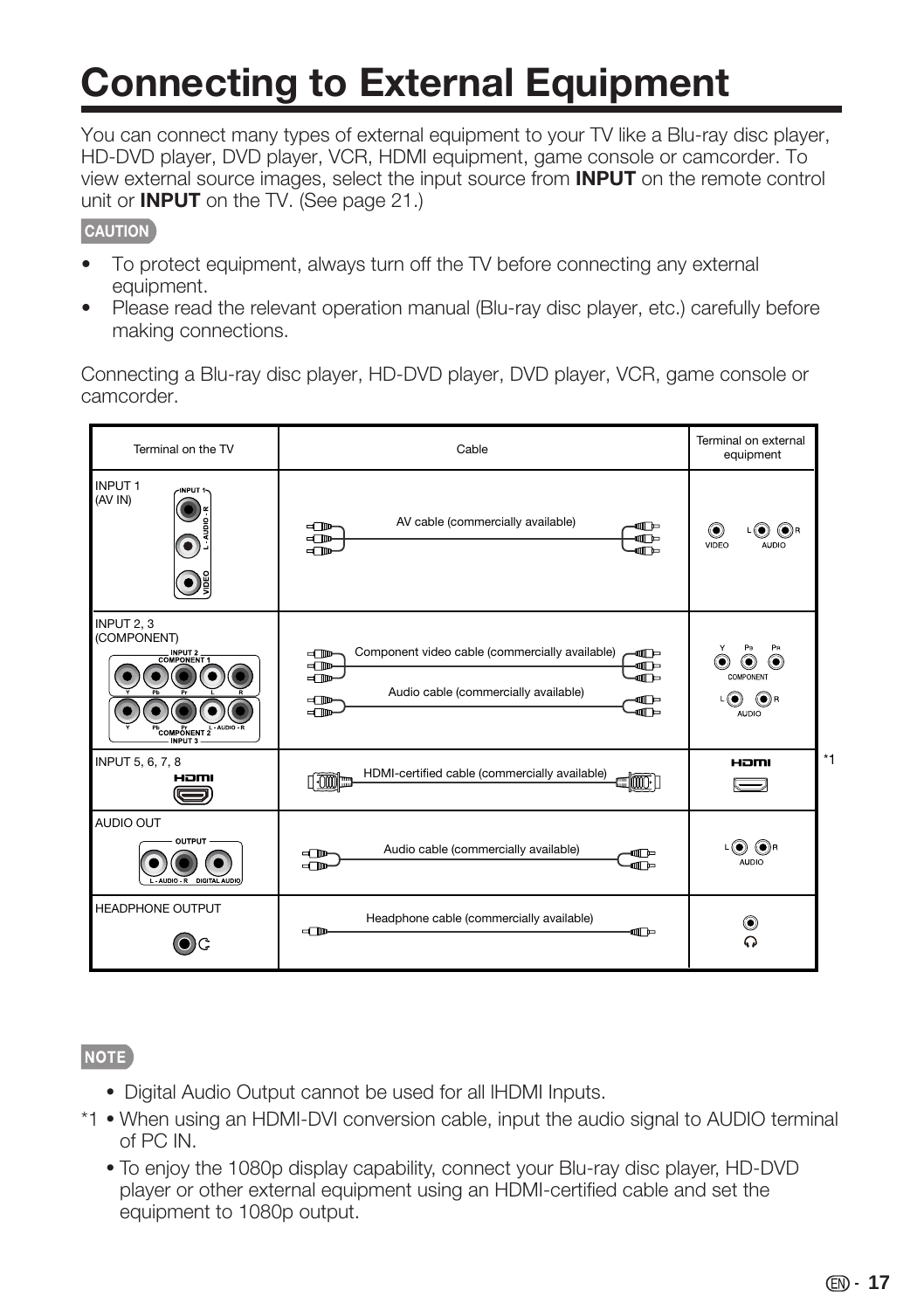# Connecting to External Equipment

You can connect many types of external equipment to your TV like a Blu-ray disc player, HD-DVD player, DVD player, VCR, HDMI equipment, game console or camcorder. To view external source images, select the input source from **INPUT** on the remote control unit or **INPUT** on the TV. (See page 21.)

**CAUTION**

- To protect equipment, always turn off the TV before connecting any external equipment.
- Please read the relevant operation manual (Blu-ray disc player, etc.) carefully before making connections.

Connecting a Blu-ray disc player, HD-DVD player, DVD player, VCR, game console or camcorder.

| Terminal on the TV | Cable | Terminal on external equipment |
| --- | --- | --- |
| INPUT 1 (AV IN) | AV cable (commercially available) | VIDEO, L AUDIO R |
| INPUT 2, 3 (COMPONENT) | Component video cable (commercially available)<br>Audio cable (commercially available) | Y PB PR COMPONENT<br>L AUDIO R |
| INPUT 5, 6, 7, 8 (HDMI) | HDMI-certified cable (commercially available) | HDMI *1 |
| AUDIO OUT | Audio cable (commercially available) | L AUDIO R |
| HEADPHONE OUTPUT | Headphone cable (commercially available) | Headphone |

**NOTE**

- Digital Audio Output cannot be used for all lHDMI Inputs.

*1 • When using an HDMI-DVI conversion cable, input the audio signal to AUDIO terminal of PC IN.

- To enjoy the 1080p display capability, connect your Blu-ray disc player, HD-DVD player or other external equipment using an HDMI-certified cable and set the equipment to 1080p output.